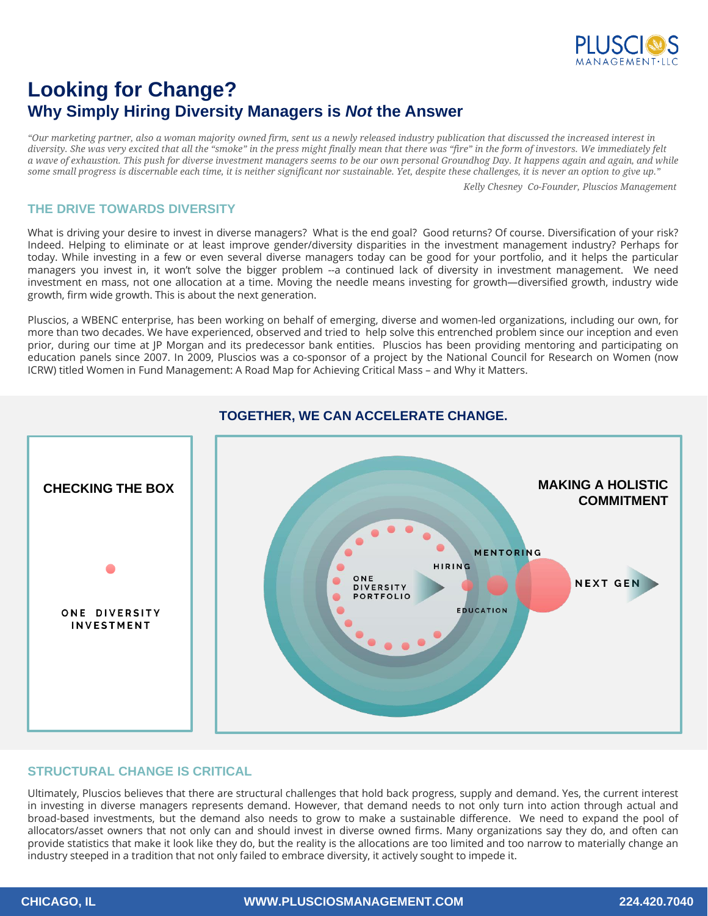# Looking for Change?

## Why Simply Hiring Diversity Managers is *Not* the Answer

*"Our marketing partner, also a woman majority owned firm, sent us a newly released industry publication that discussed the increased interest in diversity. She was very excited that all the "smoke" in the press might finally mean that there was "fire" in the form of investors. We immediately felt a wave of exhaustion. This push for diverse investment managers seems to be our own personal Groundhog Day. It happens again and again, and while some small progress is discernable each time, it is neither significant nor sustainable. Yet, despite these challenges, it is never an option to give up."*

*Kelly Chesney Co-Founder, Pluscios Management*

### THE DRIVE TOWARDS DIVERSITY

What is driving your desire to invest in diverse managers? What is the end goal? Good returns? Of course. Diversification of your risk? Indeed. Helping to eliminate or at least improve gender/diversity disparities in the investment management industry? Perhaps for today. While investing in a few or even several diverse managers today can be good for your portfolio, and it helps the particular managers you invest in, it won't solve the bigger problem --a continued lack of diversity in investment management. We need investment en mass, not one allocation at a time. Moving the needle means investing for growth—diversified growth, industry wide growth, firm wide growth. This is about the next generation.

Pluscios, a WBENC enterprise, has been working on behalf of emerging, diverse and women-led organizations, including our own, for more than two decades. We have experienced, observed and tried to help solve this entrenched problem since our inception and even prior, during our time at JP Morgan and its predecessor bank entities. Pluscios has been providing mentoring and participating on education panels since 2007. In 2009, Pluscios was a co-sponsor of a project by the National Council for Research on Women (now ICRW) titled Women in Fund Management: A Road Map for Achieving Critical Mass – and Why it Matters.

### TOGETHER, WE CAN ACCELERATE CHANGE.

**CHECKING THE BOX**

ONE DIVERSITY INVESTMENT

**MAKING A HOLISTIC COMMITMENT**

ONE DIVERSITY PORTFOLIO — HIRING — MENTORING — EDUCATION — NEXT GEN

### STRUCTURAL CHANGE IS CRITICAL

Ultimately, Pluscios believes that there are structural challenges that hold back progress, supply and demand. Yes, the current interest in investing in diverse managers represents demand. However, that demand needs to not only turn into action through actual and broad-based investments, but the demand also needs to grow to make a sustainable difference. We need to expand the pool of allocators/asset owners that not only can and should invest in diverse owned firms. Many organizations say they do, and often can provide statistics that make it look like they do, but the reality is the allocations are too limited and too narrow to materially change an industry steeped in a tradition that not only failed to embrace diversity, it actively sought to impede it.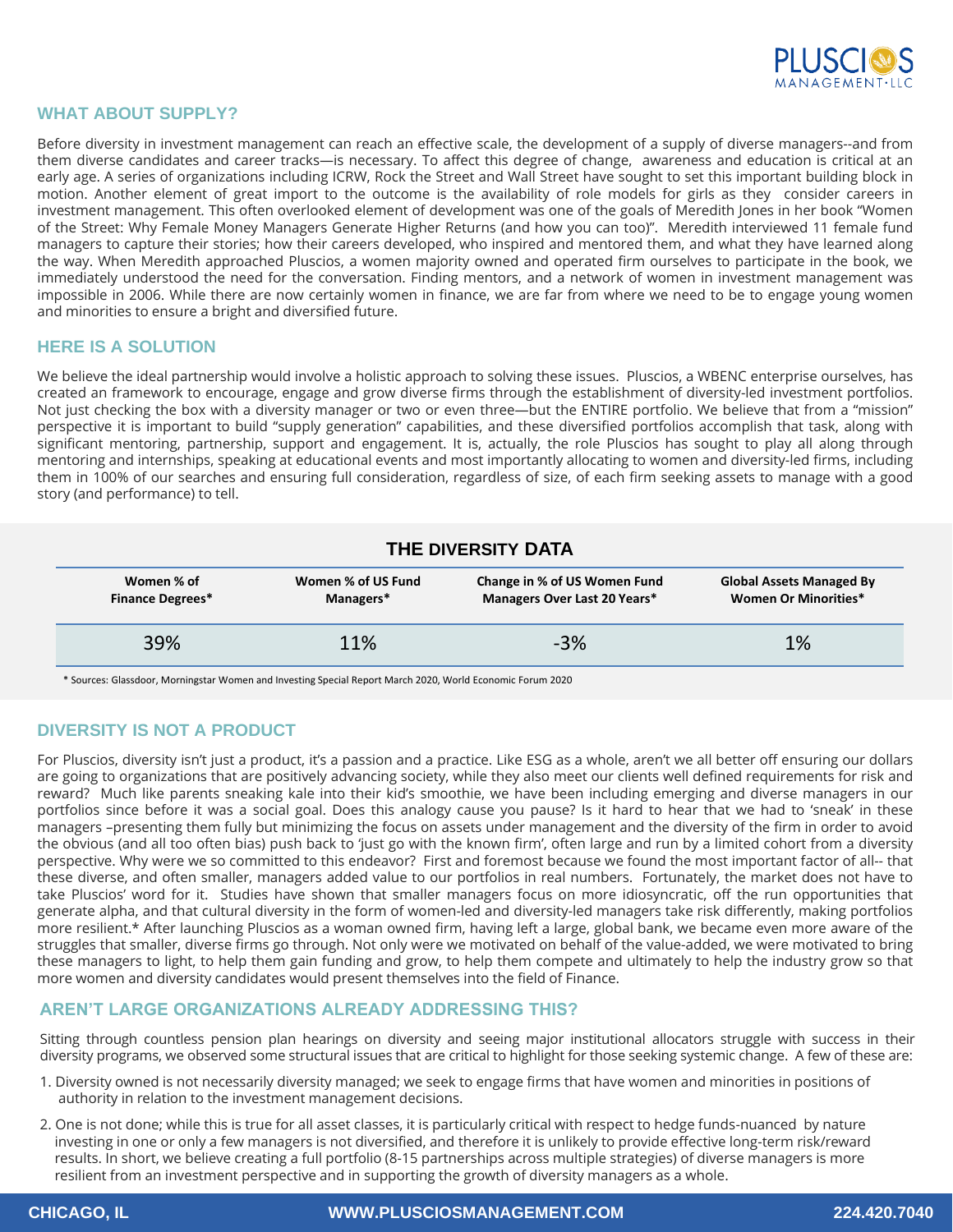## WHAT ABOUT SUPPLY?

Before diversity in investment management can reach an effective scale, the development of a supply of diverse managers--and from them diverse candidates and career tracks—is necessary. To affect this degree of change, awareness and education is critical at an early age. A series of organizations including ICRW, Rock the Street and Wall Street have sought to set this important building block in motion. Another element of great import to the outcome is the availability of role models for girls as they consider careers in investment management. This often overlooked element of development was one of the goals of Meredith Jones in her book "Women of the Street: Why Female Money Managers Generate Higher Returns (and how you can too)". Meredith interviewed 11 female fund managers to capture their stories; how their careers developed, who inspired and mentored them, and what they have learned along the way. When Meredith approached Pluscios, a women majority owned and operated firm ourselves to participate in the book, we immediately understood the need for the conversation. Finding mentors, and a network of women in investment management was impossible in 2006. While there are now certainly women in finance, we are far from where we need to be to engage young women and minorities to ensure a bright and diversified future.

## HERE IS A SOLUTION

We believe the ideal partnership would involve a holistic approach to solving these issues. Pluscios, a WBENC enterprise ourselves, has created an framework to encourage, engage and grow diverse firms through the establishment of diversity-led investment portfolios. Not just checking the box with a diversity manager or two or even three—but the ENTIRE portfolio. We believe that from a "mission" perspective it is important to build "supply generation" capabilities, and these diversified portfolios accomplish that task, along with significant mentoring, partnership, support and engagement. It is, actually, the role Pluscios has sought to play all along through mentoring and internships, speaking at educational events and most importantly allocating to women and diversity-led firms, including them in 100% of our searches and ensuring full consideration, regardless of size, of each firm seeking assets to manage with a good story (and performance) to tell.

### THE DIVERSITY DATA

| Women % of Finance Degrees* | Women % of US Fund Managers* | Change in % of US Women Fund Managers Over Last 20 Years* | Global Assets Managed By Women Or Minorities* |
|---|---|---|---|
| 39% | 11% | -3% | 1% |

* Sources: Glassdoor, Morningstar Women and Investing Special Report March 2020, World Economic Forum 2020

## DIVERSITY IS NOT A PRODUCT

For Pluscios, diversity isn't just a product, it's a passion and a practice. Like ESG as a whole, aren't we all better off ensuring our dollars are going to organizations that are positively advancing society, while they also meet our clients well defined requirements for risk and reward? Much like parents sneaking kale into their kid's smoothie, we have been including emerging and diverse managers in our portfolios since before it was a social goal. Does this analogy cause you pause? Is it hard to hear that we had to 'sneak' in these managers –presenting them fully but minimizing the focus on assets under management and the diversity of the firm in order to avoid the obvious (and all too often bias) push back to 'just go with the known firm', often large and run by a limited cohort from a diversity perspective. Why were we so committed to this endeavor? First and foremost because we found the most important factor of all-- that these diverse, and often smaller, managers added value to our portfolios in real numbers. Fortunately, the market does not have to take Pluscios' word for it. Studies have shown that smaller managers focus on more idiosyncratic, off the run opportunities that generate alpha, and that cultural diversity in the form of women-led and diversity-led managers take risk differently, making portfolios more resilient.* After launching Pluscios as a woman owned firm, having left a large, global bank, we became even more aware of the struggles that smaller, diverse firms go through. Not only were we motivated on behalf of the value-added, we were motivated to bring these managers to light, to help them gain funding and grow, to help them compete and ultimately to help the industry grow so that more women and diversity candidates would present themselves into the field of Finance.

## AREN'T LARGE ORGANIZATIONS ALREADY ADDRESSING THIS?

Sitting through countless pension plan hearings on diversity and seeing major institutional allocators struggle with success in their diversity programs, we observed some structural issues that are critical to highlight for those seeking systemic change. A few of these are:

1. Diversity owned is not necessarily diversity managed; we seek to engage firms that have women and minorities in positions of authority in relation to the investment management decisions.
2. One is not done; while this is true for all asset classes, it is particularly critical with respect to hedge funds-nuanced by nature investing in one or only a few managers is not diversified, and therefore it is unlikely to provide effective long-term risk/reward results. In short, we believe creating a full portfolio (8-15 partnerships across multiple strategies) of diverse managers is more resilient from an investment perspective and in supporting the growth of diversity managers as a whole.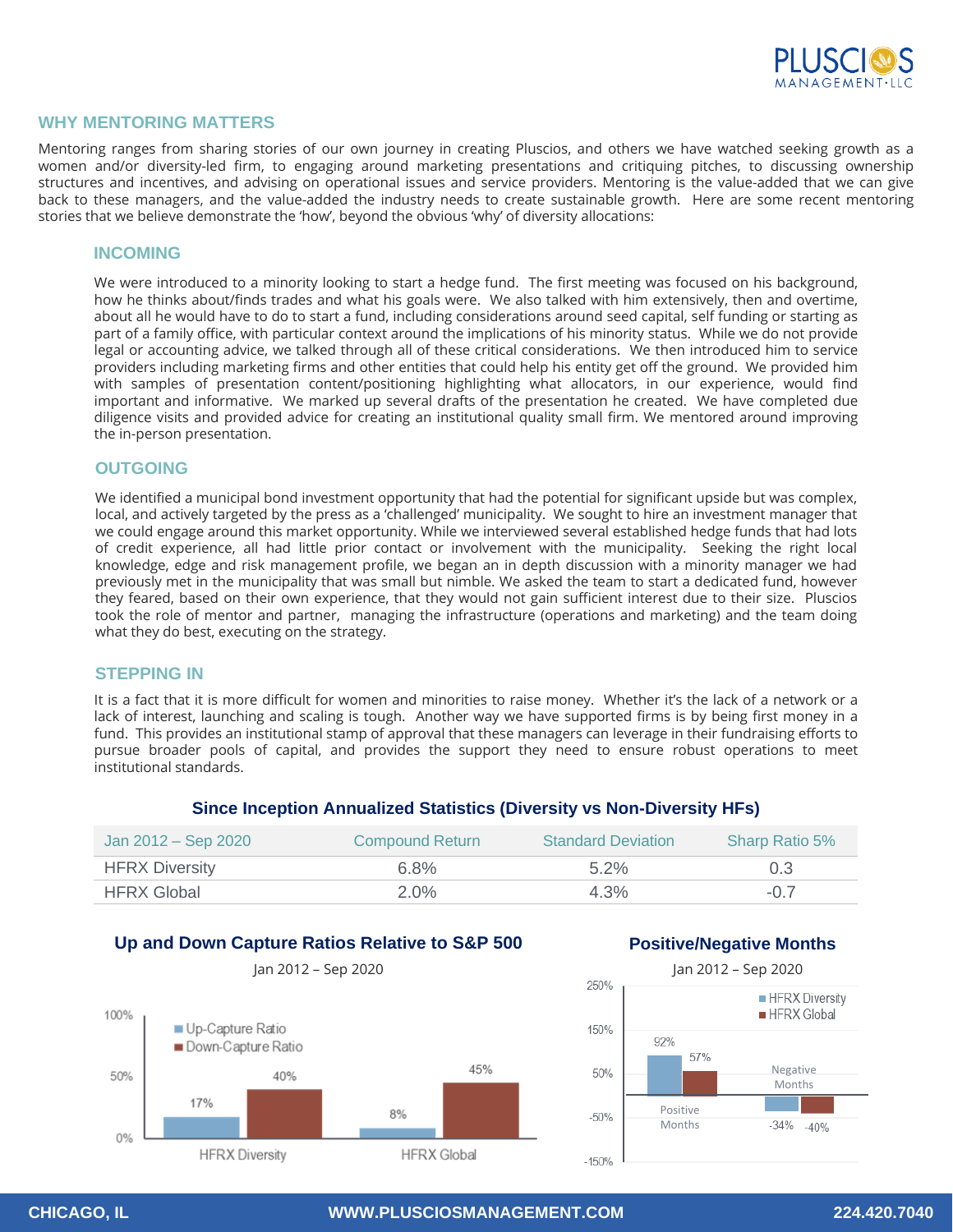## WHY MENTORING MATTERS

Mentoring ranges from sharing stories of our own journey in creating Pluscios, and others we have watched seeking growth as a women and/or diversity-led firm, to engaging around marketing presentations and critiquing pitches, to discussing ownership structures and incentives, and advising on operational issues and service providers. Mentoring is the value-added that we can give back to these managers, and the value-added the industry needs to create sustainable growth. Here are some recent mentoring stories that we believe demonstrate the 'how', beyond the obvious 'why' of diversity allocations:

### INCOMING

We were introduced to a minority looking to start a hedge fund. The first meeting was focused on his background, how he thinks about/finds trades and what his goals were. We also talked with him extensively, then and overtime, about all he would have to do to start a fund, including considerations around seed capital, self funding or starting as part of a family office, with particular context around the implications of his minority status. While we do not provide legal or accounting advice, we talked through all of these critical considerations. We then introduced him to service providers including marketing firms and other entities that could help his entity get off the ground. We provided him with samples of presentation content/positioning highlighting what allocators, in our experience, would find important and informative. We marked up several drafts of the presentation he created. We have completed due diligence visits and provided advice for creating an institutional quality small firm. We mentored around improving the in-person presentation.

### OUTGOING

We identified a municipal bond investment opportunity that had the potential for significant upside but was complex, local, and actively targeted by the press as a 'challenged' municipality. We sought to hire an investment manager that we could engage around this market opportunity. While we interviewed several established hedge funds that had lots of credit experience, all had little prior contact or involvement with the municipality. Seeking the right local knowledge, edge and risk management profile, we began an in depth discussion with a minority manager we had previously met in the municipality that was small but nimble. We asked the team to start a dedicated fund, however they feared, based on their own experience, that they would not gain sufficient interest due to their size. Pluscios took the role of mentor and partner, managing the infrastructure (operations and marketing) and the team doing what they do best, executing on the strategy.

### STEPPING IN

It is a fact that it is more difficult for women and minorities to raise money. Whether it's the lack of a network or a lack of interest, launching and scaling is tough. Another way we have supported firms is by being first money in a fund. This provides an institutional stamp of approval that these managers can leverage in their fundraising efforts to pursue broader pools of capital, and provides the support they need to ensure robust operations to meet institutional standards.

**Since Inception Annualized Statistics (Diversity vs Non-Diversity HFs)**

| Jan 2012 – Sep 2020 | Compound Return | Standard Deviation | Sharp Ratio 5% |
|---|---|---|---|
| HFRX Diversity | 6.8% | 5.2% | 0.3 |
| HFRX Global | 2.0% | 4.3% | -0.7 |

**Up and Down Capture Ratios Relative to S&P 500**

Jan 2012 – Sep 2020

| | Up-Capture Ratio | Down-Capture Ratio |
|---|---|---|
| HFRX Diversity | 17% | 40% |
| HFRX Global | 8% | 45% |

**Positive/Negative Months**

Jan 2012 – Sep 2020

| | HFRX Diversity | HFRX Global |
|---|---|---|
| Positive Months | 92% | 57% |
| Negative Months | -34% | -40% |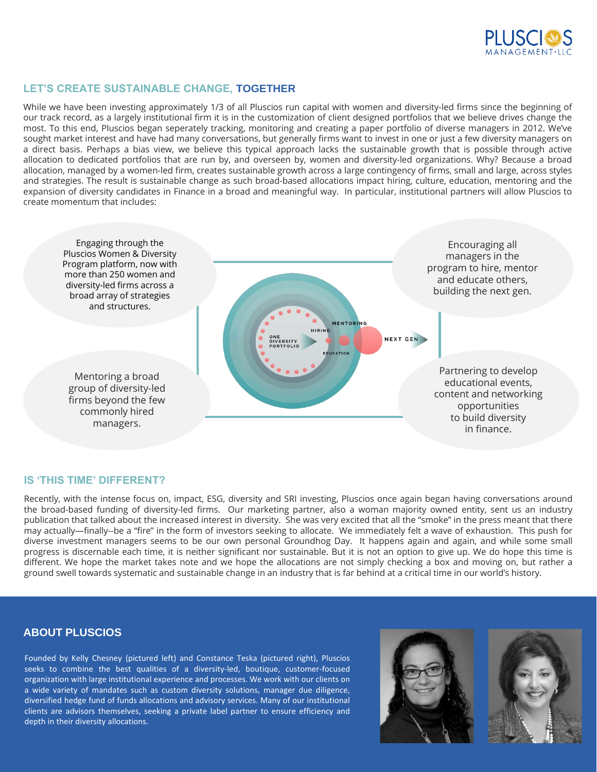## LET'S CREATE SUSTAINABLE CHANGE, TOGETHER

While we have been investing approximately 1/3 of all Pluscios run capital with women and diversity-led firms since the beginning of our track record, as a largely institutional firm it is in the customization of client designed portfolios that we believe drives change the most. To this end, Pluscios began seperately tracking, monitoring and creating a paper portfolio of diverse managers in 2012. We've sought market interest and have had many conversations, but generally firms want to invest in one or just a few diversity managers on a direct basis. Perhaps a bias view, we believe this typical approach lacks the sustainable growth that is possible through active allocation to dedicated portfolios that are run by, and overseen by, women and diversity-led organizations. Why? Because a broad allocation, managed by a women-led firm, creates sustainable growth across a large contingency of firms, small and large, across styles and strategies. The result is sustainable change as such broad-based allocations impact hiring, culture, education, mentoring and the expansion of diversity candidates in Finance in a broad and meaningful way. In particular, institutional partners will allow Pluscios to create momentum that includes:

Engaging through the Pluscios Women & Diversity Program platform, now with more than 250 women and diversity-led firms across a broad array of strategies and structures.

Encouraging all managers in the program to hire, mentor and educate others, building the next gen.

ONE DIVERSITY PORTFOLIO

HIRING

MENTORING

EDUCATION

NEXT GEN

Mentoring a broad group of diversity-led firms beyond the few commonly hired managers.

Partnering to develop educational events, content and networking opportunities to build diversity in finance.

## IS 'THIS TIME' DIFFERENT?

Recently, with the intense focus on, impact, ESG, diversity and SRI investing, Pluscios once again began having conversations around the broad-based funding of diversity-led firms. Our marketing partner, also a woman majority owned entity, sent us an industry publication that talked about the increased interest in diversity. She was very excited that all the "smoke" in the press meant that there may actually—finally--be a "fire" in the form of investors seeking to allocate. We immediately felt a wave of exhaustion. This push for diverse investment managers seems to be our own personal Groundhog Day. It happens again and again, and while some small progress is discernable each time, it is neither significant nor sustainable. But it is not an option to give up. We do hope this time is different. We hope the market takes note and we hope the allocations are not simply checking a box and moving on, but rather a ground swell towards systematic and sustainable change in an industry that is far behind at a critical time in our world's history.

## ABOUT PLUSCIOS

Founded by Kelly Chesney (pictured left) and Constance Teska (pictured right), Pluscios seeks to combine the best qualities of a diversity-led, boutique, customer-focused organization with large institutional experience and processes. We work with our clients on a wide variety of mandates such as custom diversity solutions, manager due diligence, diversified hedge fund of funds allocations and advisory services. Many of our institutional clients are advisors themselves, seeking a private label partner to ensure efficiency and depth in their diversity allocations.